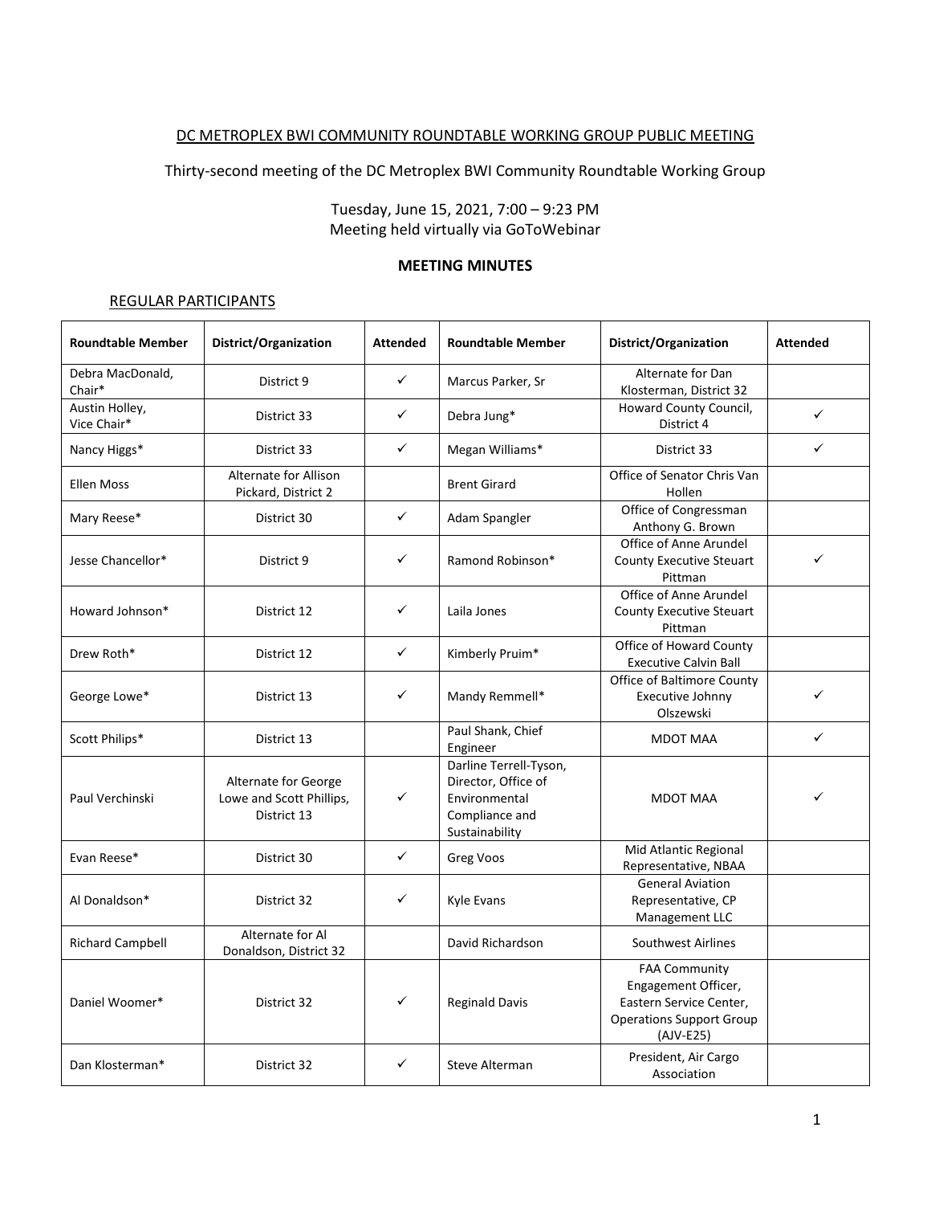DC METROPLEX BWI COMMUNITY ROUNDTABLE WORKING GROUP PUBLIC MEETING

Thirty-second meeting of the DC Metroplex BWI Community Roundtable Working Group

Tuesday, June 15, 2021, 7:00 – 9:23 PM
Meeting held virtually via GoToWebinar

**MEETING MINUTES**

REGULAR PARTICIPANTS

| Roundtable Member | District/Organization | Attended | Roundtable Member | District/Organization | Attended |
|---|---|---|---|---|---|
| Debra MacDonald, Chair* | District 9 | ✓ | Marcus Parker, Sr | Alternate for Dan Klosterman, District 32 | |
| Austin Holley, Vice Chair* | District 33 | ✓ | Debra Jung* | Howard County Council, District 4 | ✓ |
| Nancy Higgs* | District 33 | ✓ | Megan Williams* | District 33 | ✓ |
| Ellen Moss | Alternate for Allison Pickard, District 2 | | Brent Girard | Office of Senator Chris Van Hollen | |
| Mary Reese* | District 30 | ✓ | Adam Spangler | Office of Congressman Anthony G. Brown | |
| Jesse Chancellor* | District 9 | ✓ | Ramond Robinson* | Office of Anne Arundel County Executive Steuart Pittman | ✓ |
| Howard Johnson* | District 12 | ✓ | Laila Jones | Office of Anne Arundel County Executive Steuart Pittman | |
| Drew Roth* | District 12 | ✓ | Kimberly Pruim* | Office of Howard County Executive Calvin Ball | |
| George Lowe* | District 13 | ✓ | Mandy Remmell* | Office of Baltimore County Executive Johnny Olszewski | ✓ |
| Scott Philips* | District 13 | | Paul Shank, Chief Engineer | MDOT MAA | ✓ |
| Paul Verchinski | Alternate for George Lowe and Scott Phillips, District 13 | ✓ | Darline Terrell-Tyson, Director, Office of Environmental Compliance and Sustainability | MDOT MAA | ✓ |
| Evan Reese* | District 30 | ✓ | Greg Voos | Mid Atlantic Regional Representative, NBAA | |
| Al Donaldson* | District 32 | ✓ | Kyle Evans | General Aviation Representative, CP Management LLC | |
| Richard Campbell | Alternate for Al Donaldson, District 32 | | David Richardson | Southwest Airlines | |
| Daniel Woomer* | District 32 | ✓ | Reginald Davis | FAA Community Engagement Officer, Eastern Service Center, Operations Support Group (AJV-E25) | |
| Dan Klosterman* | District 32 | ✓ | Steve Alterman | President, Air Cargo Association | |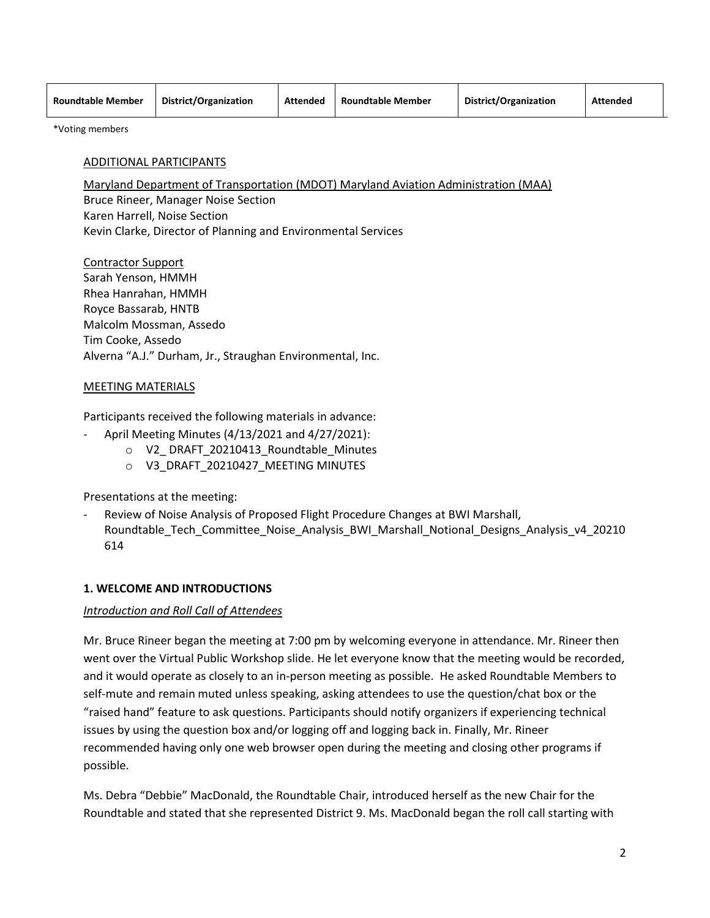| Roundtable Member | District/Organization | Attended | Roundtable Member | District/Organization | Attended |
| --- | --- | --- | --- | --- | --- |

*Voting members

ADDITIONAL PARTICIPANTS

Maryland Department of Transportation (MDOT) Maryland Aviation Administration (MAA)
Bruce Rineer, Manager Noise Section
Karen Harrell, Noise Section
Kevin Clarke, Director of Planning and Environmental Services

Contractor Support
Sarah Yenson, HMMH
Rhea Hanrahan, HMMH
Royce Bassarab, HNTB
Malcolm Mossman, Assedo
Tim Cooke, Assedo
Alverna "A.J." Durham, Jr., Straughan Environmental, Inc.

MEETING MATERIALS

Participants received the following materials in advance:

- April Meeting Minutes (4/13/2021 and 4/27/2021):
    - V2_ DRAFT_20210413_Roundtable_Minutes
    - V3_DRAFT_20210427_MEETING MINUTES

Presentations at the meeting:

- Review of Noise Analysis of Proposed Flight Procedure Changes at BWI Marshall, Roundtable_Tech_Committee_Noise_Analysis_BWI_Marshall_Notional_Designs_Analysis_v4_20210614

## 1. WELCOME AND INTRODUCTIONS

*Introduction and Roll Call of Attendees*

Mr. Bruce Rineer began the meeting at 7:00 pm by welcoming everyone in attendance. Mr. Rineer then went over the Virtual Public Workshop slide. He let everyone know that the meeting would be recorded, and it would operate as closely to an in-person meeting as possible. He asked Roundtable Members to self-mute and remain muted unless speaking, asking attendees to use the question/chat box or the "raised hand" feature to ask questions. Participants should notify organizers if experiencing technical issues by using the question box and/or logging off and logging back in. Finally, Mr. Rineer recommended having only one web browser open during the meeting and closing other programs if possible.

Ms. Debra "Debbie" MacDonald, the Roundtable Chair, introduced herself as the new Chair for the Roundtable and stated that she represented District 9. Ms. MacDonald began the roll call starting with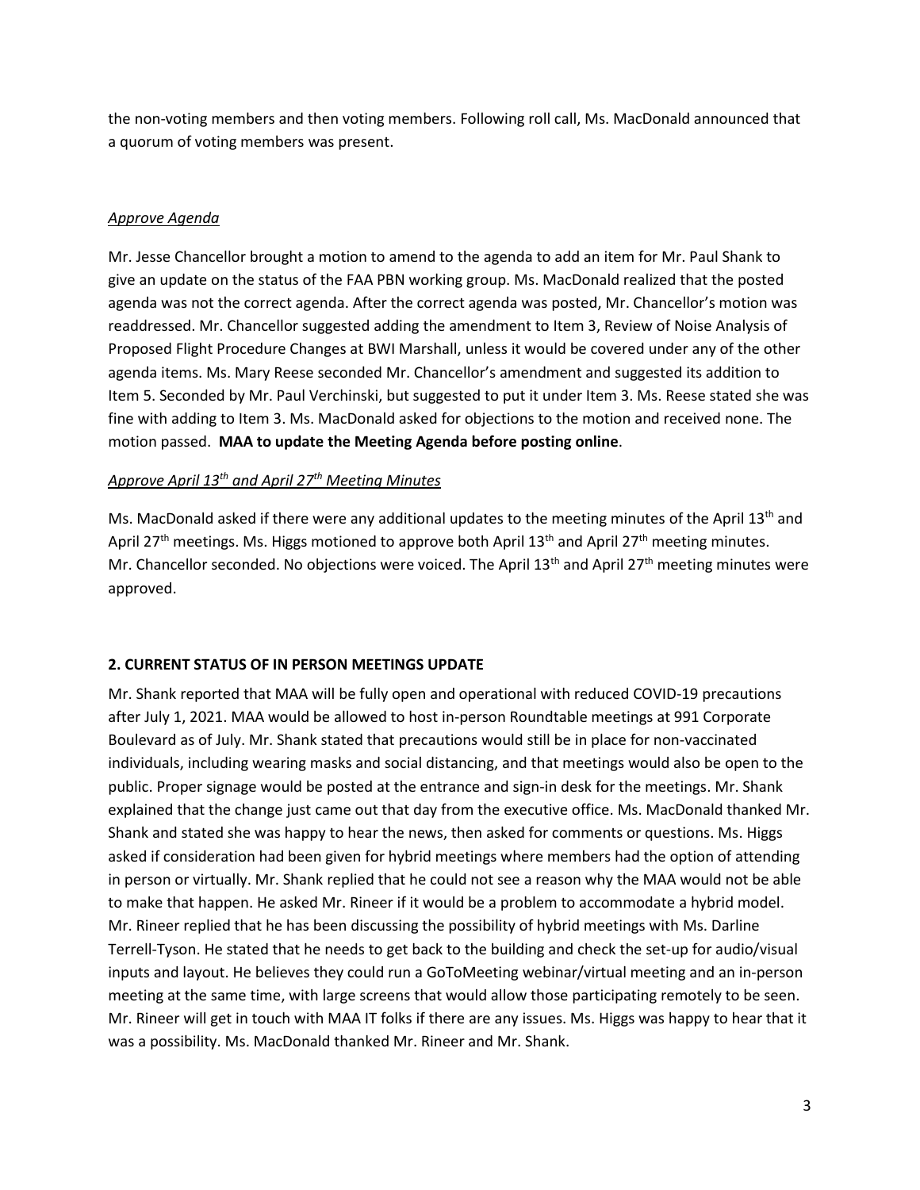the non-voting members and then voting members. Following roll call, Ms. MacDonald announced that a quorum of voting members was present.

*Approve Agenda*

Mr. Jesse Chancellor brought a motion to amend to the agenda to add an item for Mr. Paul Shank to give an update on the status of the FAA PBN working group. Ms. MacDonald realized that the posted agenda was not the correct agenda. After the correct agenda was posted, Mr. Chancellor's motion was readdressed. Mr. Chancellor suggested adding the amendment to Item 3, Review of Noise Analysis of Proposed Flight Procedure Changes at BWI Marshall, unless it would be covered under any of the other agenda items. Ms. Mary Reese seconded Mr. Chancellor's amendment and suggested its addition to Item 5. Seconded by Mr. Paul Verchinski, but suggested to put it under Item 3. Ms. Reese stated she was fine with adding to Item 3. Ms. MacDonald asked for objections to the motion and received none. The motion passed. **MAA to update the Meeting Agenda before posting online**.

*Approve April 13th and April 27th Meeting Minutes*

Ms. MacDonald asked if there were any additional updates to the meeting minutes of the April 13th and April 27th meetings. Ms. Higgs motioned to approve both April 13th and April 27th meeting minutes. Mr. Chancellor seconded. No objections were voiced. The April 13th and April 27th meeting minutes were approved.

**2. CURRENT STATUS OF IN PERSON MEETINGS UPDATE**

Mr. Shank reported that MAA will be fully open and operational with reduced COVID-19 precautions after July 1, 2021. MAA would be allowed to host in-person Roundtable meetings at 991 Corporate Boulevard as of July. Mr. Shank stated that precautions would still be in place for non-vaccinated individuals, including wearing masks and social distancing, and that meetings would also be open to the public. Proper signage would be posted at the entrance and sign-in desk for the meetings. Mr. Shank explained that the change just came out that day from the executive office. Ms. MacDonald thanked Mr. Shank and stated she was happy to hear the news, then asked for comments or questions. Ms. Higgs asked if consideration had been given for hybrid meetings where members had the option of attending in person or virtually. Mr. Shank replied that he could not see a reason why the MAA would not be able to make that happen. He asked Mr. Rineer if it would be a problem to accommodate a hybrid model. Mr. Rineer replied that he has been discussing the possibility of hybrid meetings with Ms. Darline Terrell-Tyson. He stated that he needs to get back to the building and check the set-up for audio/visual inputs and layout. He believes they could run a GoToMeeting webinar/virtual meeting and an in-person meeting at the same time, with large screens that would allow those participating remotely to be seen. Mr. Rineer will get in touch with MAA IT folks if there are any issues. Ms. Higgs was happy to hear that it was a possibility. Ms. MacDonald thanked Mr. Rineer and Mr. Shank.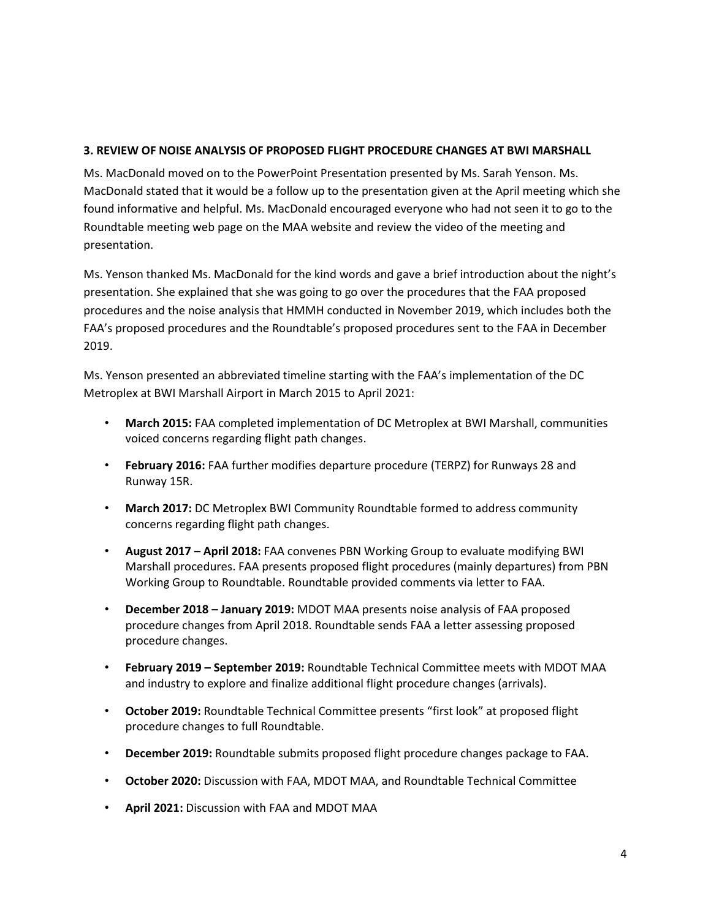### 3. REVIEW OF NOISE ANALYSIS OF PROPOSED FLIGHT PROCEDURE CHANGES AT BWI MARSHALL

Ms. MacDonald moved on to the PowerPoint Presentation presented by Ms. Sarah Yenson. Ms. MacDonald stated that it would be a follow up to the presentation given at the April meeting which she found informative and helpful. Ms. MacDonald encouraged everyone who had not seen it to go to the Roundtable meeting web page on the MAA website and review the video of the meeting and presentation.

Ms. Yenson thanked Ms. MacDonald for the kind words and gave a brief introduction about the night's presentation. She explained that she was going to go over the procedures that the FAA proposed procedures and the noise analysis that HMMH conducted in November 2019, which includes both the FAA's proposed procedures and the Roundtable's proposed procedures sent to the FAA in December 2019.

Ms. Yenson presented an abbreviated timeline starting with the FAA's implementation of the DC Metroplex at BWI Marshall Airport in March 2015 to April 2021:

- **March 2015:** FAA completed implementation of DC Metroplex at BWI Marshall, communities voiced concerns regarding flight path changes.
- **February 2016:** FAA further modifies departure procedure (TERPZ) for Runways 28 and Runway 15R.
- **March 2017:** DC Metroplex BWI Community Roundtable formed to address community concerns regarding flight path changes.
- **August 2017 – April 2018:** FAA convenes PBN Working Group to evaluate modifying BWI Marshall procedures. FAA presents proposed flight procedures (mainly departures) from PBN Working Group to Roundtable. Roundtable provided comments via letter to FAA.
- **December 2018 – January 2019:** MDOT MAA presents noise analysis of FAA proposed procedure changes from April 2018. Roundtable sends FAA a letter assessing proposed procedure changes.
- **February 2019 – September 2019:** Roundtable Technical Committee meets with MDOT MAA and industry to explore and finalize additional flight procedure changes (arrivals).
- **October 2019:** Roundtable Technical Committee presents "first look" at proposed flight procedure changes to full Roundtable.
- **December 2019:** Roundtable submits proposed flight procedure changes package to FAA.
- **October 2020:** Discussion with FAA, MDOT MAA, and Roundtable Technical Committee
- **April 2021:** Discussion with FAA and MDOT MAA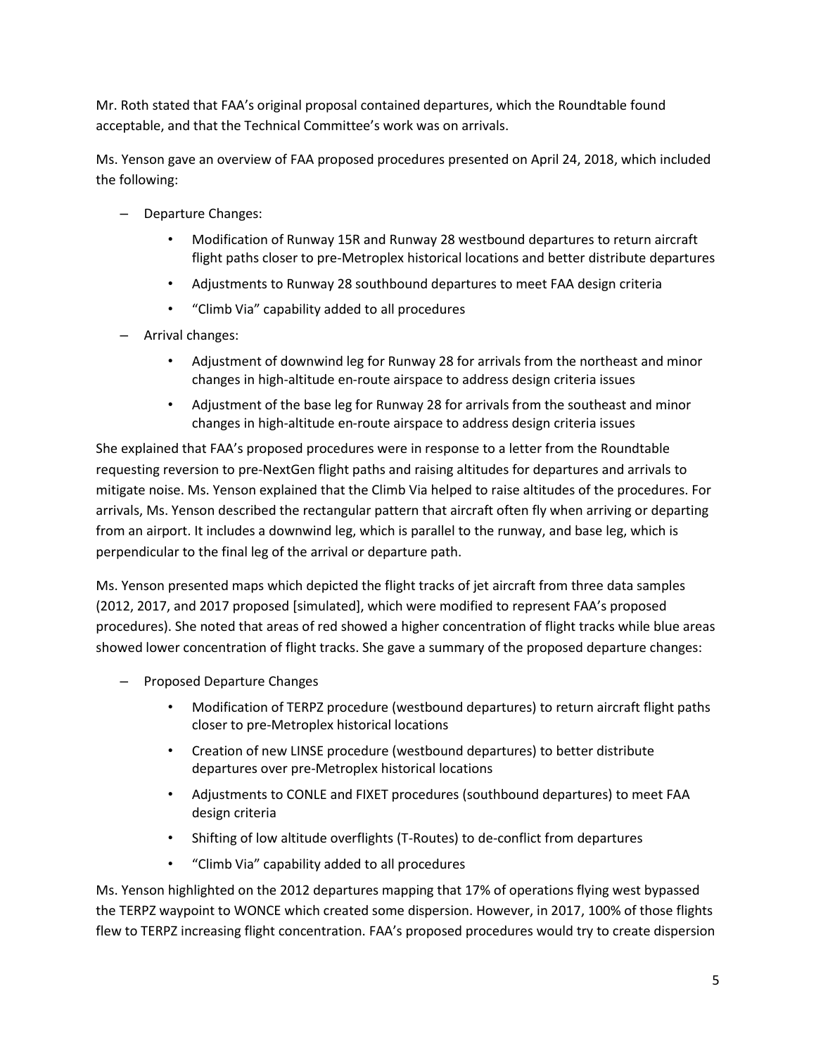Mr. Roth stated that FAA's original proposal contained departures, which the Roundtable found acceptable, and that the Technical Committee's work was on arrivals.

Ms. Yenson gave an overview of FAA proposed procedures presented on April 24, 2018, which included the following:

- Departure Changes:
  - Modification of Runway 15R and Runway 28 westbound departures to return aircraft flight paths closer to pre-Metroplex historical locations and better distribute departures
  - Adjustments to Runway 28 southbound departures to meet FAA design criteria
  - "Climb Via" capability added to all procedures
- Arrival changes:
  - Adjustment of downwind leg for Runway 28 for arrivals from the northeast and minor changes in high-altitude en-route airspace to address design criteria issues
  - Adjustment of the base leg for Runway 28 for arrivals from the southeast and minor changes in high-altitude en-route airspace to address design criteria issues

She explained that FAA's proposed procedures were in response to a letter from the Roundtable requesting reversion to pre-NextGen flight paths and raising altitudes for departures and arrivals to mitigate noise. Ms. Yenson explained that the Climb Via helped to raise altitudes of the procedures. For arrivals, Ms. Yenson described the rectangular pattern that aircraft often fly when arriving or departing from an airport. It includes a downwind leg, which is parallel to the runway, and base leg, which is perpendicular to the final leg of the arrival or departure path.

Ms. Yenson presented maps which depicted the flight tracks of jet aircraft from three data samples (2012, 2017, and 2017 proposed [simulated], which were modified to represent FAA's proposed procedures). She noted that areas of red showed a higher concentration of flight tracks while blue areas showed lower concentration of flight tracks. She gave a summary of the proposed departure changes:

- Proposed Departure Changes
  - Modification of TERPZ procedure (westbound departures) to return aircraft flight paths closer to pre-Metroplex historical locations
  - Creation of new LINSE procedure (westbound departures) to better distribute departures over pre-Metroplex historical locations
  - Adjustments to CONLE and FIXET procedures (southbound departures) to meet FAA design criteria
  - Shifting of low altitude overflights (T-Routes) to de-conflict from departures
  - "Climb Via" capability added to all procedures

Ms. Yenson highlighted on the 2012 departures mapping that 17% of operations flying west bypassed the TERPZ waypoint to WONCE which created some dispersion. However, in 2017, 100% of those flights flew to TERPZ increasing flight concentration. FAA's proposed procedures would try to create dispersion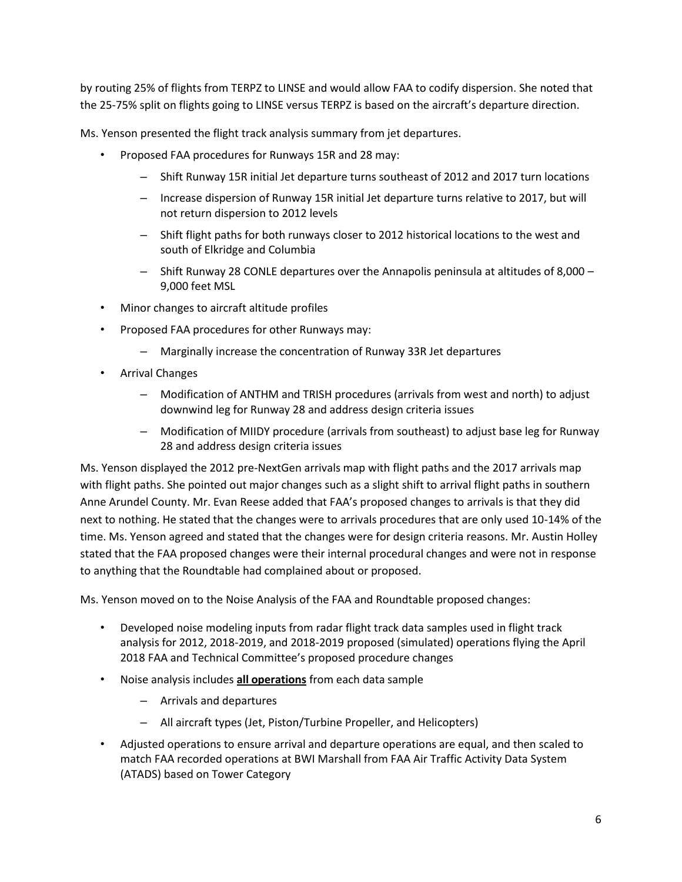by routing 25% of flights from TERPZ to LINSE and would allow FAA to codify dispersion. She noted that the 25-75% split on flights going to LINSE versus TERPZ is based on the aircraft's departure direction.

Ms. Yenson presented the flight track analysis summary from jet departures.

- Proposed FAA procedures for Runways 15R and 28 may:
  - Shift Runway 15R initial Jet departure turns southeast of 2012 and 2017 turn locations
  - Increase dispersion of Runway 15R initial Jet departure turns relative to 2017, but will not return dispersion to 2012 levels
  - Shift flight paths for both runways closer to 2012 historical locations to the west and south of Elkridge and Columbia
  - Shift Runway 28 CONLE departures over the Annapolis peninsula at altitudes of 8,000 – 9,000 feet MSL
- Minor changes to aircraft altitude profiles
- Proposed FAA procedures for other Runways may:
  - Marginally increase the concentration of Runway 33R Jet departures
- Arrival Changes
  - Modification of ANTHM and TRISH procedures (arrivals from west and north) to adjust downwind leg for Runway 28 and address design criteria issues
  - Modification of MIIDY procedure (arrivals from southeast) to adjust base leg for Runway 28 and address design criteria issues

Ms. Yenson displayed the 2012 pre-NextGen arrivals map with flight paths and the 2017 arrivals map with flight paths. She pointed out major changes such as a slight shift to arrival flight paths in southern Anne Arundel County. Mr. Evan Reese added that FAA's proposed changes to arrivals is that they did next to nothing. He stated that the changes were to arrivals procedures that are only used 10-14% of the time. Ms. Yenson agreed and stated that the changes were for design criteria reasons. Mr. Austin Holley stated that the FAA proposed changes were their internal procedural changes and were not in response to anything that the Roundtable had complained about or proposed.

Ms. Yenson moved on to the Noise Analysis of the FAA and Roundtable proposed changes:

- Developed noise modeling inputs from radar flight track data samples used in flight track analysis for 2012, 2018-2019, and 2018-2019 proposed (simulated) operations flying the April 2018 FAA and Technical Committee's proposed procedure changes
- Noise analysis includes **all operations** from each data sample
  - Arrivals and departures
  - All aircraft types (Jet, Piston/Turbine Propeller, and Helicopters)
- Adjusted operations to ensure arrival and departure operations are equal, and then scaled to match FAA recorded operations at BWI Marshall from FAA Air Traffic Activity Data System (ATADS) based on Tower Category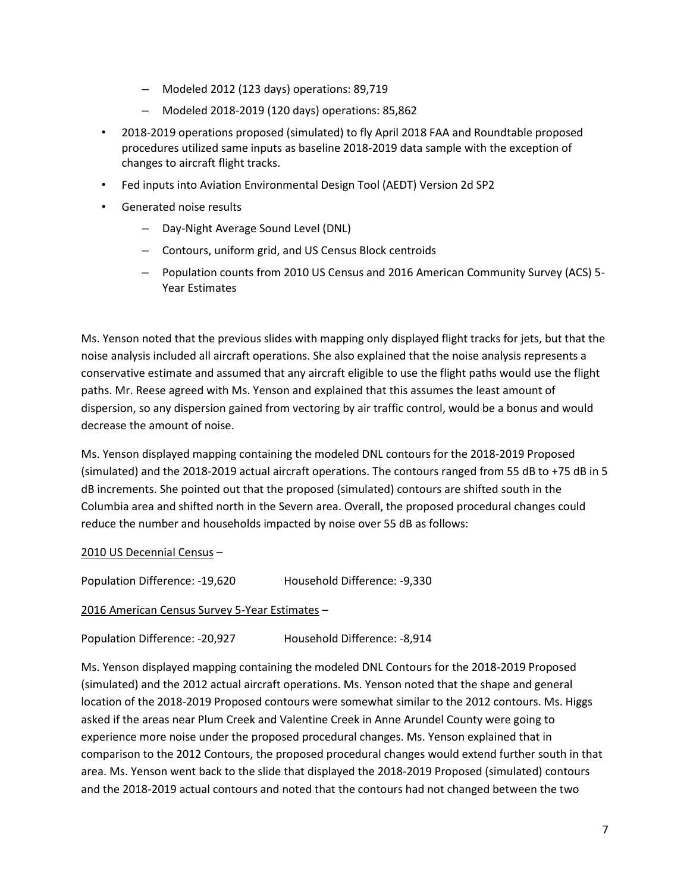- Modeled 2012 (123 days) operations: 89,719
  - Modeled 2018-2019 (120 days) operations: 85,862
- 2018-2019 operations proposed (simulated) to fly April 2018 FAA and Roundtable proposed procedures utilized same inputs as baseline 2018-2019 data sample with the exception of changes to aircraft flight tracks.
- Fed inputs into Aviation Environmental Design Tool (AEDT) Version 2d SP2
- Generated noise results
  - Day-Night Average Sound Level (DNL)
  - Contours, uniform grid, and US Census Block centroids
  - Population counts from 2010 US Census and 2016 American Community Survey (ACS) 5-Year Estimates

Ms. Yenson noted that the previous slides with mapping only displayed flight tracks for jets, but that the noise analysis included all aircraft operations. She also explained that the noise analysis represents a conservative estimate and assumed that any aircraft eligible to use the flight paths would use the flight paths. Mr. Reese agreed with Ms. Yenson and explained that this assumes the least amount of dispersion, so any dispersion gained from vectoring by air traffic control, would be a bonus and would decrease the amount of noise.

Ms. Yenson displayed mapping containing the modeled DNL contours for the 2018-2019 Proposed (simulated) and the 2018-2019 actual aircraft operations. The contours ranged from 55 dB to +75 dB in 5 dB increments. She pointed out that the proposed (simulated) contours are shifted south in the Columbia area and shifted north in the Severn area. Overall, the proposed procedural changes could reduce the number and households impacted by noise over 55 dB as follows:

<u>2010 US Decennial Census</u> –

Population Difference: -19,620 Household Difference: -9,330

<u>2016 American Census Survey 5-Year Estimates</u> –

Population Difference: -20,927 Household Difference: -8,914

Ms. Yenson displayed mapping containing the modeled DNL Contours for the 2018-2019 Proposed (simulated) and the 2012 actual aircraft operations. Ms. Yenson noted that the shape and general location of the 2018-2019 Proposed contours were somewhat similar to the 2012 contours. Ms. Higgs asked if the areas near Plum Creek and Valentine Creek in Anne Arundel County were going to experience more noise under the proposed procedural changes. Ms. Yenson explained that in comparison to the 2012 Contours, the proposed procedural changes would extend further south in that area. Ms. Yenson went back to the slide that displayed the 2018-2019 Proposed (simulated) contours and the 2018-2019 actual contours and noted that the contours had not changed between the two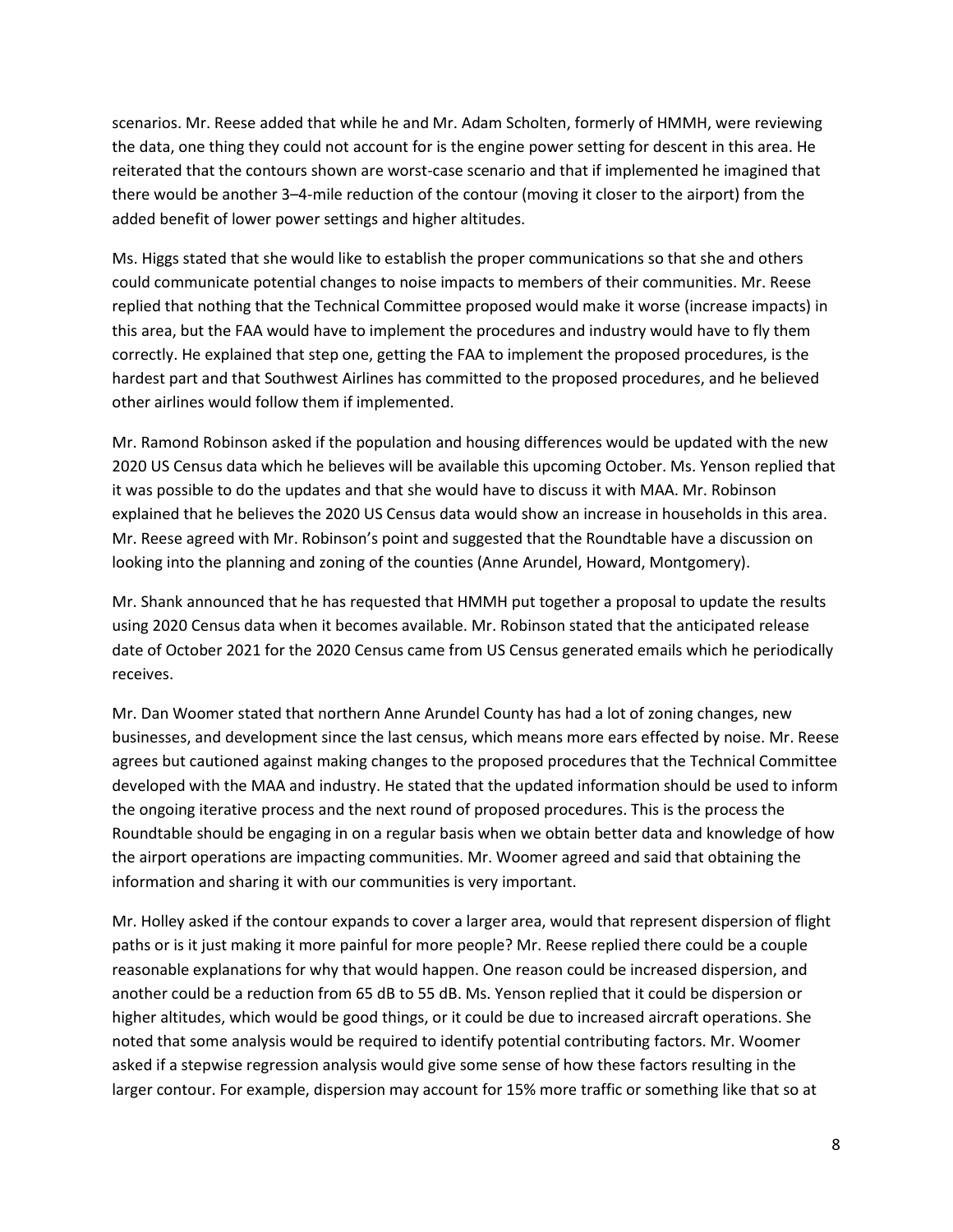scenarios. Mr. Reese added that while he and Mr. Adam Scholten, formerly of HMMH, were reviewing the data, one thing they could not account for is the engine power setting for descent in this area. He reiterated that the contours shown are worst-case scenario and that if implemented he imagined that there would be another 3–4-mile reduction of the contour (moving it closer to the airport) from the added benefit of lower power settings and higher altitudes.

Ms. Higgs stated that she would like to establish the proper communications so that she and others could communicate potential changes to noise impacts to members of their communities. Mr. Reese replied that nothing that the Technical Committee proposed would make it worse (increase impacts) in this area, but the FAA would have to implement the procedures and industry would have to fly them correctly. He explained that step one, getting the FAA to implement the proposed procedures, is the hardest part and that Southwest Airlines has committed to the proposed procedures, and he believed other airlines would follow them if implemented.

Mr. Ramond Robinson asked if the population and housing differences would be updated with the new 2020 US Census data which he believes will be available this upcoming October. Ms. Yenson replied that it was possible to do the updates and that she would have to discuss it with MAA. Mr. Robinson explained that he believes the 2020 US Census data would show an increase in households in this area. Mr. Reese agreed with Mr. Robinson's point and suggested that the Roundtable have a discussion on looking into the planning and zoning of the counties (Anne Arundel, Howard, Montgomery).

Mr. Shank announced that he has requested that HMMH put together a proposal to update the results using 2020 Census data when it becomes available. Mr. Robinson stated that the anticipated release date of October 2021 for the 2020 Census came from US Census generated emails which he periodically receives.

Mr. Dan Woomer stated that northern Anne Arundel County has had a lot of zoning changes, new businesses, and development since the last census, which means more ears effected by noise. Mr. Reese agrees but cautioned against making changes to the proposed procedures that the Technical Committee developed with the MAA and industry. He stated that the updated information should be used to inform the ongoing iterative process and the next round of proposed procedures. This is the process the Roundtable should be engaging in on a regular basis when we obtain better data and knowledge of how the airport operations are impacting communities. Mr. Woomer agreed and said that obtaining the information and sharing it with our communities is very important.

Mr. Holley asked if the contour expands to cover a larger area, would that represent dispersion of flight paths or is it just making it more painful for more people? Mr. Reese replied there could be a couple reasonable explanations for why that would happen. One reason could be increased dispersion, and another could be a reduction from 65 dB to 55 dB. Ms. Yenson replied that it could be dispersion or higher altitudes, which would be good things, or it could be due to increased aircraft operations. She noted that some analysis would be required to identify potential contributing factors. Mr. Woomer asked if a stepwise regression analysis would give some sense of how these factors resulting in the larger contour. For example, dispersion may account for 15% more traffic or something like that so at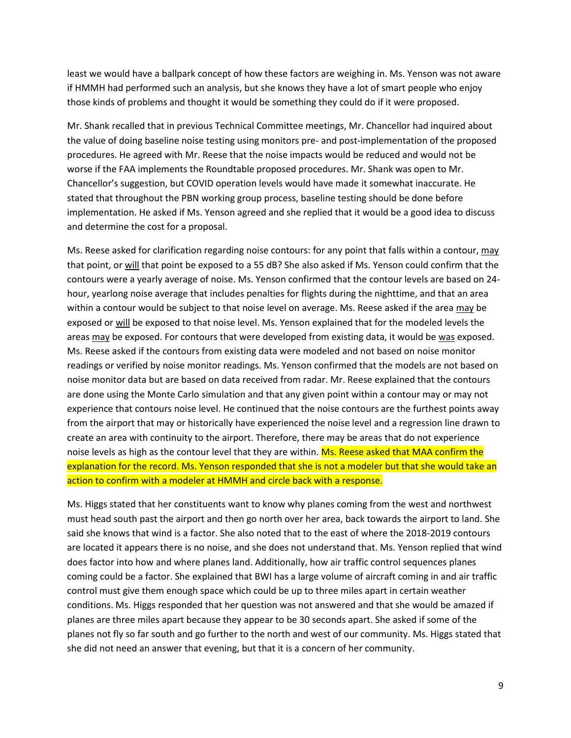least we would have a ballpark concept of how these factors are weighing in. Ms. Yenson was not aware if HMMH had performed such an analysis, but she knows they have a lot of smart people who enjoy those kinds of problems and thought it would be something they could do if it were proposed.

Mr. Shank recalled that in previous Technical Committee meetings, Mr. Chancellor had inquired about the value of doing baseline noise testing using monitors pre- and post-implementation of the proposed procedures. He agreed with Mr. Reese that the noise impacts would be reduced and would not be worse if the FAA implements the Roundtable proposed procedures. Mr. Shank was open to Mr. Chancellor's suggestion, but COVID operation levels would have made it somewhat inaccurate. He stated that throughout the PBN working group process, baseline testing should be done before implementation. He asked if Ms. Yenson agreed and she replied that it would be a good idea to discuss and determine the cost for a proposal.

Ms. Reese asked for clarification regarding noise contours: for any point that falls within a contour, <u>may</u> that point, or <u>will</u> that point be exposed to a 55 dB? She also asked if Ms. Yenson could confirm that the contours were a yearly average of noise. Ms. Yenson confirmed that the contour levels are based on 24-hour, yearlong noise average that includes penalties for flights during the nighttime, and that an area within a contour would be subject to that noise level on average. Ms. Reese asked if the area <u>may</u> be exposed or <u>will</u> be exposed to that noise level. Ms. Yenson explained that for the modeled levels the areas <u>may</u> be exposed. For contours that were developed from existing data, it would be <u>was</u> exposed. Ms. Reese asked if the contours from existing data were modeled and not based on noise monitor readings or verified by noise monitor readings. Ms. Yenson confirmed that the models are not based on noise monitor data but are based on data received from radar. Mr. Reese explained that the contours are done using the Monte Carlo simulation and that any given point within a contour may or may not experience that contours noise level. He continued that the noise contours are the furthest points away from the airport that may or historically have experienced the noise level and a regression line drawn to create an area with continuity to the airport. Therefore, there may be areas that do not experience noise levels as high as the contour level that they are within. Ms. Reese asked that MAA confirm the explanation for the record. Ms. Yenson responded that she is not a modeler but that she would take an action to confirm with a modeler at HMMH and circle back with a response.

Ms. Higgs stated that her constituents want to know why planes coming from the west and northwest must head south past the airport and then go north over her area, back towards the airport to land. She said she knows that wind is a factor. She also noted that to the east of where the 2018-2019 contours are located it appears there is no noise, and she does not understand that. Ms. Yenson replied that wind does factor into how and where planes land. Additionally, how air traffic control sequences planes coming could be a factor. She explained that BWI has a large volume of aircraft coming in and air traffic control must give them enough space which could be up to three miles apart in certain weather conditions. Ms. Higgs responded that her question was not answered and that she would be amazed if planes are three miles apart because they appear to be 30 seconds apart. She asked if some of the planes not fly so far south and go further to the north and west of our community. Ms. Higgs stated that she did not need an answer that evening, but that it is a concern of her community.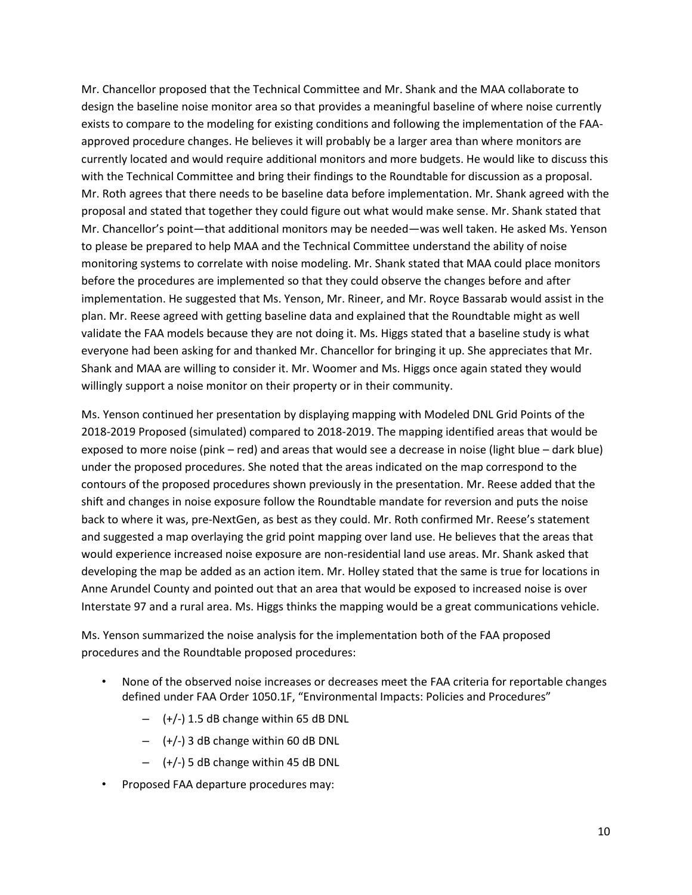Mr. Chancellor proposed that the Technical Committee and Mr. Shank and the MAA collaborate to design the baseline noise monitor area so that provides a meaningful baseline of where noise currently exists to compare to the modeling for existing conditions and following the implementation of the FAA-approved procedure changes. He believes it will probably be a larger area than where monitors are currently located and would require additional monitors and more budgets. He would like to discuss this with the Technical Committee and bring their findings to the Roundtable for discussion as a proposal. Mr. Roth agrees that there needs to be baseline data before implementation. Mr. Shank agreed with the proposal and stated that together they could figure out what would make sense. Mr. Shank stated that Mr. Chancellor's point—that additional monitors may be needed—was well taken. He asked Ms. Yenson to please be prepared to help MAA and the Technical Committee understand the ability of noise monitoring systems to correlate with noise modeling. Mr. Shank stated that MAA could place monitors before the procedures are implemented so that they could observe the changes before and after implementation. He suggested that Ms. Yenson, Mr. Rineer, and Mr. Royce Bassarab would assist in the plan. Mr. Reese agreed with getting baseline data and explained that the Roundtable might as well validate the FAA models because they are not doing it. Ms. Higgs stated that a baseline study is what everyone had been asking for and thanked Mr. Chancellor for bringing it up. She appreciates that Mr. Shank and MAA are willing to consider it. Mr. Woomer and Ms. Higgs once again stated they would willingly support a noise monitor on their property or in their community.

Ms. Yenson continued her presentation by displaying mapping with Modeled DNL Grid Points of the 2018-2019 Proposed (simulated) compared to 2018-2019. The mapping identified areas that would be exposed to more noise (pink – red) and areas that would see a decrease in noise (light blue – dark blue) under the proposed procedures. She noted that the areas indicated on the map correspond to the contours of the proposed procedures shown previously in the presentation. Mr. Reese added that the shift and changes in noise exposure follow the Roundtable mandate for reversion and puts the noise back to where it was, pre-NextGen, as best as they could. Mr. Roth confirmed Mr. Reese's statement and suggested a map overlaying the grid point mapping over land use. He believes that the areas that would experience increased noise exposure are non-residential land use areas. Mr. Shank asked that developing the map be added as an action item. Mr. Holley stated that the same is true for locations in Anne Arundel County and pointed out that an area that would be exposed to increased noise is over Interstate 97 and a rural area. Ms. Higgs thinks the mapping would be a great communications vehicle.

Ms. Yenson summarized the noise analysis for the implementation both of the FAA proposed procedures and the Roundtable proposed procedures:

- None of the observed noise increases or decreases meet the FAA criteria for reportable changes defined under FAA Order 1050.1F, "Environmental Impacts: Policies and Procedures"
  - (+/-) 1.5 dB change within 65 dB DNL
  - (+/-) 3 dB change within 60 dB DNL
  - (+/-) 5 dB change within 45 dB DNL
- Proposed FAA departure procedures may: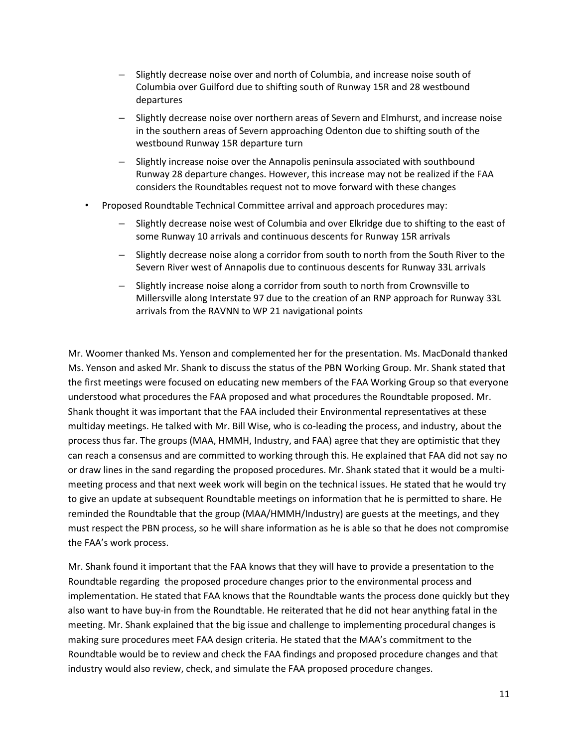- Slightly decrease noise over and north of Columbia, and increase noise south of Columbia over Guilford due to shifting south of Runway 15R and 28 westbound departures
  - Slightly decrease noise over northern areas of Severn and Elmhurst, and increase noise in the southern areas of Severn approaching Odenton due to shifting south of the westbound Runway 15R departure turn
  - Slightly increase noise over the Annapolis peninsula associated with southbound Runway 28 departure changes. However, this increase may not be realized if the FAA considers the Roundtables request not to move forward with these changes
- Proposed Roundtable Technical Committee arrival and approach procedures may:
  - Slightly decrease noise west of Columbia and over Elkridge due to shifting to the east of some Runway 10 arrivals and continuous descents for Runway 15R arrivals
  - Slightly decrease noise along a corridor from south to north from the South River to the Severn River west of Annapolis due to continuous descents for Runway 33L arrivals
  - Slightly increase noise along a corridor from south to north from Crownsville to Millersville along Interstate 97 due to the creation of an RNP approach for Runway 33L arrivals from the RAVNN to WP 21 navigational points

Mr. Woomer thanked Ms. Yenson and complemented her for the presentation. Ms. MacDonald thanked Ms. Yenson and asked Mr. Shank to discuss the status of the PBN Working Group. Mr. Shank stated that the first meetings were focused on educating new members of the FAA Working Group so that everyone understood what procedures the FAA proposed and what procedures the Roundtable proposed. Mr. Shank thought it was important that the FAA included their Environmental representatives at these multiday meetings. He talked with Mr. Bill Wise, who is co-leading the process, and industry, about the process thus far. The groups (MAA, HMMH, Industry, and FAA) agree that they are optimistic that they can reach a consensus and are committed to working through this. He explained that FAA did not say no or draw lines in the sand regarding the proposed procedures. Mr. Shank stated that it would be a multi-meeting process and that next week work will begin on the technical issues. He stated that he would try to give an update at subsequent Roundtable meetings on information that he is permitted to share. He reminded the Roundtable that the group (MAA/HMMH/Industry) are guests at the meetings, and they must respect the PBN process, so he will share information as he is able so that he does not compromise the FAA's work process.

Mr. Shank found it important that the FAA knows that they will have to provide a presentation to the Roundtable regarding the proposed procedure changes prior to the environmental process and implementation. He stated that FAA knows that the Roundtable wants the process done quickly but they also want to have buy-in from the Roundtable. He reiterated that he did not hear anything fatal in the meeting. Mr. Shank explained that the big issue and challenge to implementing procedural changes is making sure procedures meet FAA design criteria. He stated that the MAA's commitment to the Roundtable would be to review and check the FAA findings and proposed procedure changes and that industry would also review, check, and simulate the FAA proposed procedure changes.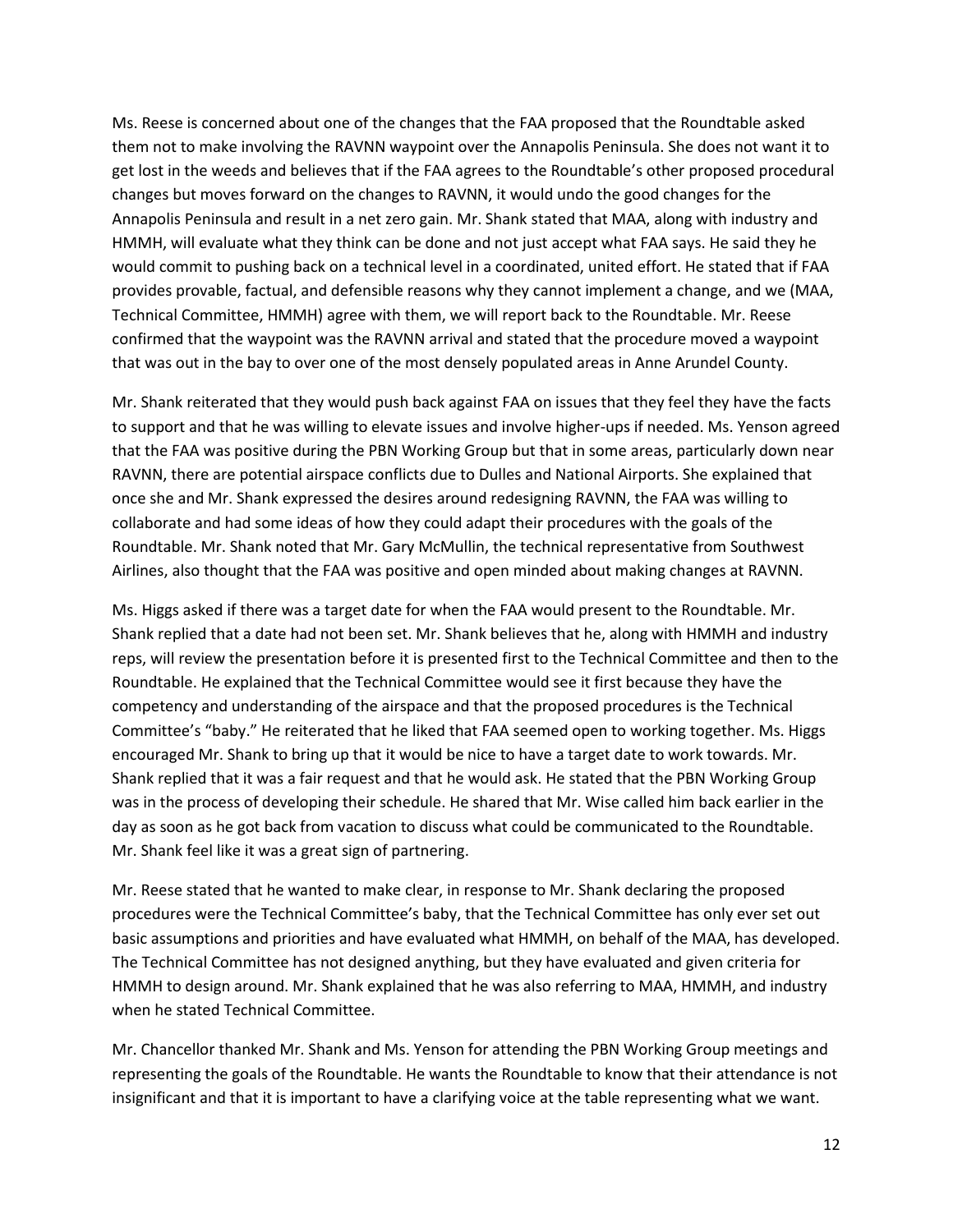Ms. Reese is concerned about one of the changes that the FAA proposed that the Roundtable asked them not to make involving the RAVNN waypoint over the Annapolis Peninsula. She does not want it to get lost in the weeds and believes that if the FAA agrees to the Roundtable's other proposed procedural changes but moves forward on the changes to RAVNN, it would undo the good changes for the Annapolis Peninsula and result in a net zero gain. Mr. Shank stated that MAA, along with industry and HMMH, will evaluate what they think can be done and not just accept what FAA says. He said they he would commit to pushing back on a technical level in a coordinated, united effort. He stated that if FAA provides provable, factual, and defensible reasons why they cannot implement a change, and we (MAA, Technical Committee, HMMH) agree with them, we will report back to the Roundtable. Mr. Reese confirmed that the waypoint was the RAVNN arrival and stated that the procedure moved a waypoint that was out in the bay to over one of the most densely populated areas in Anne Arundel County.

Mr. Shank reiterated that they would push back against FAA on issues that they feel they have the facts to support and that he was willing to elevate issues and involve higher-ups if needed. Ms. Yenson agreed that the FAA was positive during the PBN Working Group but that in some areas, particularly down near RAVNN, there are potential airspace conflicts due to Dulles and National Airports. She explained that once she and Mr. Shank expressed the desires around redesigning RAVNN, the FAA was willing to collaborate and had some ideas of how they could adapt their procedures with the goals of the Roundtable. Mr. Shank noted that Mr. Gary McMullin, the technical representative from Southwest Airlines, also thought that the FAA was positive and open minded about making changes at RAVNN.

Ms. Higgs asked if there was a target date for when the FAA would present to the Roundtable. Mr. Shank replied that a date had not been set. Mr. Shank believes that he, along with HMMH and industry reps, will review the presentation before it is presented first to the Technical Committee and then to the Roundtable. He explained that the Technical Committee would see it first because they have the competency and understanding of the airspace and that the proposed procedures is the Technical Committee's "baby." He reiterated that he liked that FAA seemed open to working together. Ms. Higgs encouraged Mr. Shank to bring up that it would be nice to have a target date to work towards. Mr. Shank replied that it was a fair request and that he would ask. He stated that the PBN Working Group was in the process of developing their schedule. He shared that Mr. Wise called him back earlier in the day as soon as he got back from vacation to discuss what could be communicated to the Roundtable. Mr. Shank feel like it was a great sign of partnering.

Mr. Reese stated that he wanted to make clear, in response to Mr. Shank declaring the proposed procedures were the Technical Committee's baby, that the Technical Committee has only ever set out basic assumptions and priorities and have evaluated what HMMH, on behalf of the MAA, has developed. The Technical Committee has not designed anything, but they have evaluated and given criteria for HMMH to design around. Mr. Shank explained that he was also referring to MAA, HMMH, and industry when he stated Technical Committee.

Mr. Chancellor thanked Mr. Shank and Ms. Yenson for attending the PBN Working Group meetings and representing the goals of the Roundtable. He wants the Roundtable to know that their attendance is not insignificant and that it is important to have a clarifying voice at the table representing what we want.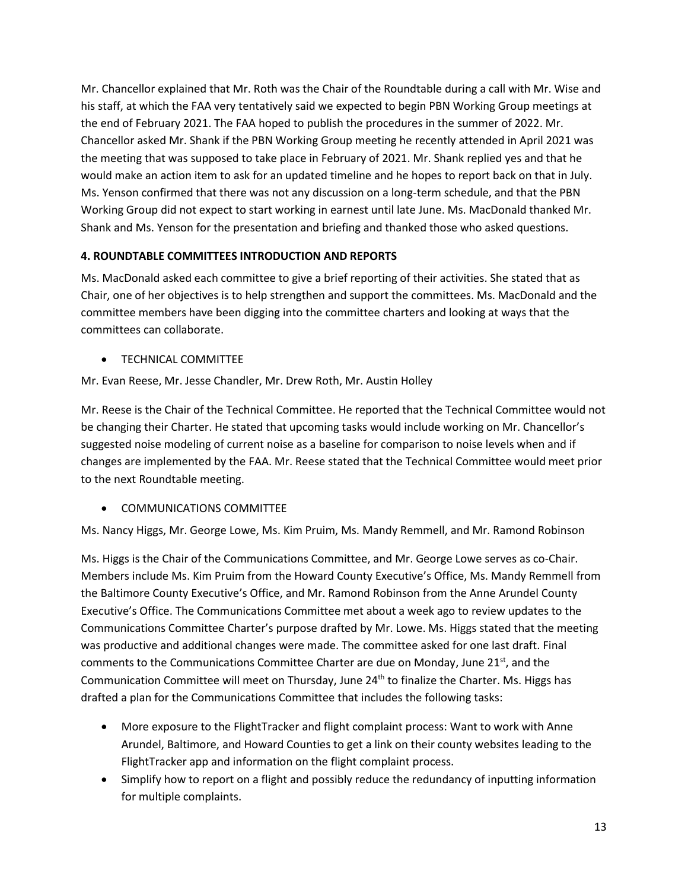Mr. Chancellor explained that Mr. Roth was the Chair of the Roundtable during a call with Mr. Wise and his staff, at which the FAA very tentatively said we expected to begin PBN Working Group meetings at the end of February 2021. The FAA hoped to publish the procedures in the summer of 2022. Mr. Chancellor asked Mr. Shank if the PBN Working Group meeting he recently attended in April 2021 was the meeting that was supposed to take place in February of 2021. Mr. Shank replied yes and that he would make an action item to ask for an updated timeline and he hopes to report back on that in July. Ms. Yenson confirmed that there was not any discussion on a long-term schedule, and that the PBN Working Group did not expect to start working in earnest until late June. Ms. MacDonald thanked Mr. Shank and Ms. Yenson for the presentation and briefing and thanked those who asked questions.

**4. ROUNDTABLE COMMITTEES INTRODUCTION AND REPORTS**

Ms. MacDonald asked each committee to give a brief reporting of their activities. She stated that as Chair, one of her objectives is to help strengthen and support the committees. Ms. MacDonald and the committee members have been digging into the committee charters and looking at ways that the committees can collaborate.

- TECHNICAL COMMITTEE

Mr. Evan Reese, Mr. Jesse Chandler, Mr. Drew Roth, Mr. Austin Holley

Mr. Reese is the Chair of the Technical Committee. He reported that the Technical Committee would not be changing their Charter. He stated that upcoming tasks would include working on Mr. Chancellor's suggested noise modeling of current noise as a baseline for comparison to noise levels when and if changes are implemented by the FAA. Mr. Reese stated that the Technical Committee would meet prior to the next Roundtable meeting.

- COMMUNICATIONS COMMITTEE

Ms. Nancy Higgs, Mr. George Lowe, Ms. Kim Pruim, Ms. Mandy Remmell, and Mr. Ramond Robinson

Ms. Higgs is the Chair of the Communications Committee, and Mr. George Lowe serves as co-Chair. Members include Ms. Kim Pruim from the Howard County Executive's Office, Ms. Mandy Remmell from the Baltimore County Executive's Office, and Mr. Ramond Robinson from the Anne Arundel County Executive's Office. The Communications Committee met about a week ago to review updates to the Communications Committee Charter's purpose drafted by Mr. Lowe. Ms. Higgs stated that the meeting was productive and additional changes were made. The committee asked for one last draft. Final comments to the Communications Committee Charter are due on Monday, June 21st, and the Communication Committee will meet on Thursday, June 24th to finalize the Charter. Ms. Higgs has drafted a plan for the Communications Committee that includes the following tasks:

- More exposure to the FlightTracker and flight complaint process: Want to work with Anne Arundel, Baltimore, and Howard Counties to get a link on their county websites leading to the FlightTracker app and information on the flight complaint process.
- Simplify how to report on a flight and possibly reduce the redundancy of inputting information for multiple complaints.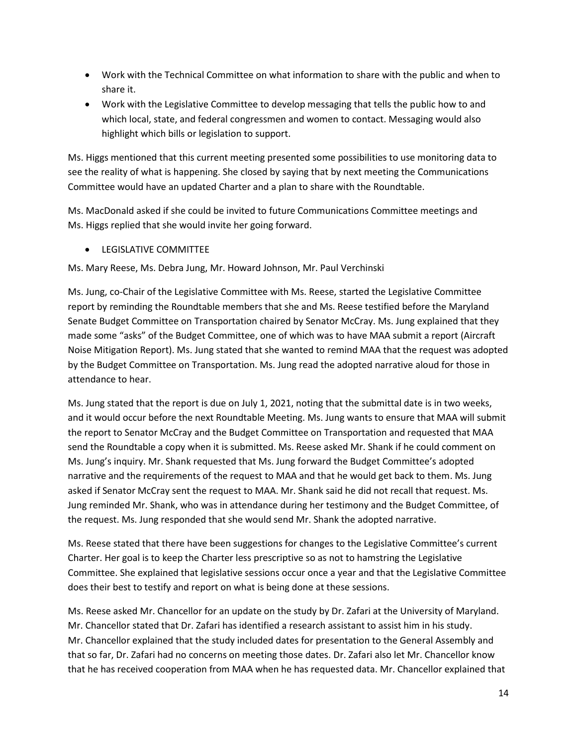- Work with the Technical Committee on what information to share with the public and when to share it.
- Work with the Legislative Committee to develop messaging that tells the public how to and which local, state, and federal congressmen and women to contact. Messaging would also highlight which bills or legislation to support.

Ms. Higgs mentioned that this current meeting presented some possibilities to use monitoring data to see the reality of what is happening. She closed by saying that by next meeting the Communications Committee would have an updated Charter and a plan to share with the Roundtable.

Ms. MacDonald asked if she could be invited to future Communications Committee meetings and Ms. Higgs replied that she would invite her going forward.

- LEGISLATIVE COMMITTEE

Ms. Mary Reese, Ms. Debra Jung, Mr. Howard Johnson, Mr. Paul Verchinski

Ms. Jung, co-Chair of the Legislative Committee with Ms. Reese, started the Legislative Committee report by reminding the Roundtable members that she and Ms. Reese testified before the Maryland Senate Budget Committee on Transportation chaired by Senator McCray. Ms. Jung explained that they made some "asks" of the Budget Committee, one of which was to have MAA submit a report (Aircraft Noise Mitigation Report). Ms. Jung stated that she wanted to remind MAA that the request was adopted by the Budget Committee on Transportation. Ms. Jung read the adopted narrative aloud for those in attendance to hear.

Ms. Jung stated that the report is due on July 1, 2021, noting that the submittal date is in two weeks, and it would occur before the next Roundtable Meeting. Ms. Jung wants to ensure that MAA will submit the report to Senator McCray and the Budget Committee on Transportation and requested that MAA send the Roundtable a copy when it is submitted. Ms. Reese asked Mr. Shank if he could comment on Ms. Jung's inquiry. Mr. Shank requested that Ms. Jung forward the Budget Committee's adopted narrative and the requirements of the request to MAA and that he would get back to them. Ms. Jung asked if Senator McCray sent the request to MAA. Mr. Shank said he did not recall that request. Ms. Jung reminded Mr. Shank, who was in attendance during her testimony and the Budget Committee, of the request. Ms. Jung responded that she would send Mr. Shank the adopted narrative.

Ms. Reese stated that there have been suggestions for changes to the Legislative Committee's current Charter. Her goal is to keep the Charter less prescriptive so as not to hamstring the Legislative Committee. She explained that legislative sessions occur once a year and that the Legislative Committee does their best to testify and report on what is being done at these sessions.

Ms. Reese asked Mr. Chancellor for an update on the study by Dr. Zafari at the University of Maryland. Mr. Chancellor stated that Dr. Zafari has identified a research assistant to assist him in his study. Mr. Chancellor explained that the study included dates for presentation to the General Assembly and that so far, Dr. Zafari had no concerns on meeting those dates. Dr. Zafari also let Mr. Chancellor know that he has received cooperation from MAA when he has requested data. Mr. Chancellor explained that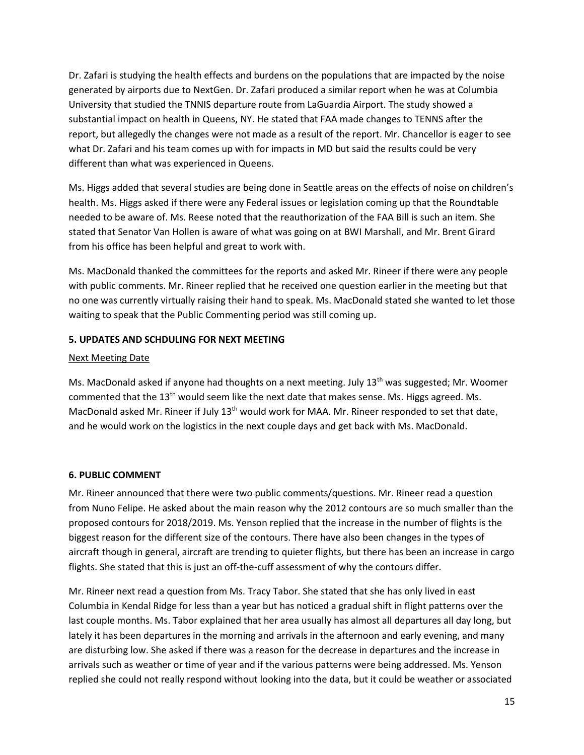Dr. Zafari is studying the health effects and burdens on the populations that are impacted by the noise generated by airports due to NextGen. Dr. Zafari produced a similar report when he was at Columbia University that studied the TNNIS departure route from LaGuardia Airport. The study showed a substantial impact on health in Queens, NY. He stated that FAA made changes to TENNS after the report, but allegedly the changes were not made as a result of the report. Mr. Chancellor is eager to see what Dr. Zafari and his team comes up with for impacts in MD but said the results could be very different than what was experienced in Queens.

Ms. Higgs added that several studies are being done in Seattle areas on the effects of noise on children's health. Ms. Higgs asked if there were any Federal issues or legislation coming up that the Roundtable needed to be aware of. Ms. Reese noted that the reauthorization of the FAA Bill is such an item. She stated that Senator Van Hollen is aware of what was going on at BWI Marshall, and Mr. Brent Girard from his office has been helpful and great to work with.

Ms. MacDonald thanked the committees for the reports and asked Mr. Rineer if there were any people with public comments. Mr. Rineer replied that he received one question earlier in the meeting but that no one was currently virtually raising their hand to speak. Ms. MacDonald stated she wanted to let those waiting to speak that the Public Commenting period was still coming up.

**5. UPDATES AND SCHDULING FOR NEXT MEETING**

Next Meeting Date

Ms. MacDonald asked if anyone had thoughts on a next meeting. July 13th was suggested; Mr. Woomer commented that the 13th would seem like the next date that makes sense. Ms. Higgs agreed. Ms. MacDonald asked Mr. Rineer if July 13th would work for MAA. Mr. Rineer responded to set that date, and he would work on the logistics in the next couple days and get back with Ms. MacDonald.

**6. PUBLIC COMMENT**

Mr. Rineer announced that there were two public comments/questions. Mr. Rineer read a question from Nuno Felipe. He asked about the main reason why the 2012 contours are so much smaller than the proposed contours for 2018/2019. Ms. Yenson replied that the increase in the number of flights is the biggest reason for the different size of the contours. There have also been changes in the types of aircraft though in general, aircraft are trending to quieter flights, but there has been an increase in cargo flights. She stated that this is just an off-the-cuff assessment of why the contours differ.

Mr. Rineer next read a question from Ms. Tracy Tabor. She stated that she has only lived in east Columbia in Kendal Ridge for less than a year but has noticed a gradual shift in flight patterns over the last couple months. Ms. Tabor explained that her area usually has almost all departures all day long, but lately it has been departures in the morning and arrivals in the afternoon and early evening, and many are disturbing low. She asked if there was a reason for the decrease in departures and the increase in arrivals such as weather or time of year and if the various patterns were being addressed. Ms. Yenson replied she could not really respond without looking into the data, but it could be weather or associated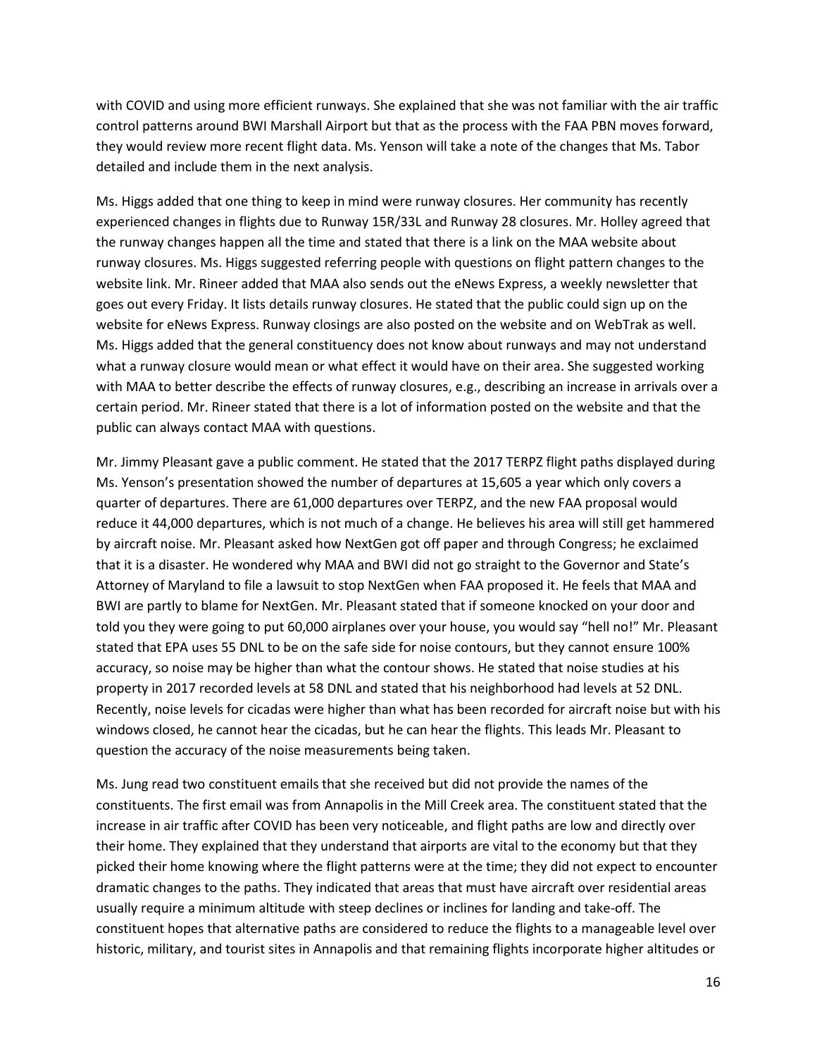with COVID and using more efficient runways. She explained that she was not familiar with the air traffic control patterns around BWI Marshall Airport but that as the process with the FAA PBN moves forward, they would review more recent flight data. Ms. Yenson will take a note of the changes that Ms. Tabor detailed and include them in the next analysis.

Ms. Higgs added that one thing to keep in mind were runway closures. Her community has recently experienced changes in flights due to Runway 15R/33L and Runway 28 closures. Mr. Holley agreed that the runway changes happen all the time and stated that there is a link on the MAA website about runway closures. Ms. Higgs suggested referring people with questions on flight pattern changes to the website link. Mr. Rineer added that MAA also sends out the eNews Express, a weekly newsletter that goes out every Friday. It lists details runway closures. He stated that the public could sign up on the website for eNews Express. Runway closings are also posted on the website and on WebTrak as well. Ms. Higgs added that the general constituency does not know about runways and may not understand what a runway closure would mean or what effect it would have on their area. She suggested working with MAA to better describe the effects of runway closures, e.g., describing an increase in arrivals over a certain period. Mr. Rineer stated that there is a lot of information posted on the website and that the public can always contact MAA with questions.

Mr. Jimmy Pleasant gave a public comment. He stated that the 2017 TERPZ flight paths displayed during Ms. Yenson's presentation showed the number of departures at 15,605 a year which only covers a quarter of departures. There are 61,000 departures over TERPZ, and the new FAA proposal would reduce it 44,000 departures, which is not much of a change. He believes his area will still get hammered by aircraft noise. Mr. Pleasant asked how NextGen got off paper and through Congress; he exclaimed that it is a disaster. He wondered why MAA and BWI did not go straight to the Governor and State's Attorney of Maryland to file a lawsuit to stop NextGen when FAA proposed it. He feels that MAA and BWI are partly to blame for NextGen. Mr. Pleasant stated that if someone knocked on your door and told you they were going to put 60,000 airplanes over your house, you would say "hell no!" Mr. Pleasant stated that EPA uses 55 DNL to be on the safe side for noise contours, but they cannot ensure 100% accuracy, so noise may be higher than what the contour shows. He stated that noise studies at his property in 2017 recorded levels at 58 DNL and stated that his neighborhood had levels at 52 DNL. Recently, noise levels for cicadas were higher than what has been recorded for aircraft noise but with his windows closed, he cannot hear the cicadas, but he can hear the flights. This leads Mr. Pleasant to question the accuracy of the noise measurements being taken.

Ms. Jung read two constituent emails that she received but did not provide the names of the constituents. The first email was from Annapolis in the Mill Creek area. The constituent stated that the increase in air traffic after COVID has been very noticeable, and flight paths are low and directly over their home. They explained that they understand that airports are vital to the economy but that they picked their home knowing where the flight patterns were at the time; they did not expect to encounter dramatic changes to the paths. They indicated that areas that must have aircraft over residential areas usually require a minimum altitude with steep declines or inclines for landing and take-off. The constituent hopes that alternative paths are considered to reduce the flights to a manageable level over historic, military, and tourist sites in Annapolis and that remaining flights incorporate higher altitudes or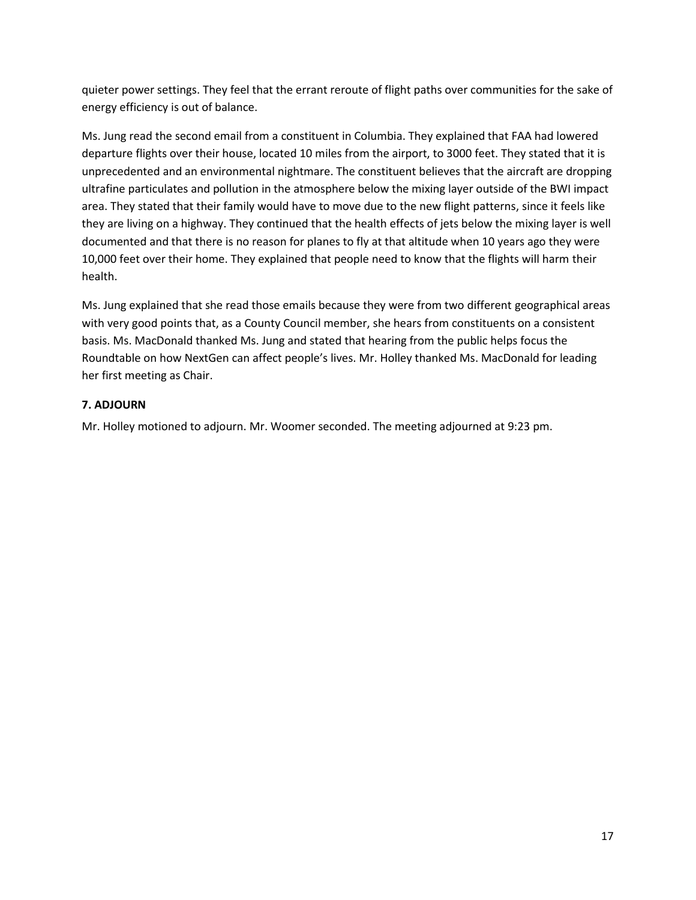quieter power settings. They feel that the errant reroute of flight paths over communities for the sake of energy efficiency is out of balance.

Ms. Jung read the second email from a constituent in Columbia. They explained that FAA had lowered departure flights over their house, located 10 miles from the airport, to 3000 feet. They stated that it is unprecedented and an environmental nightmare. The constituent believes that the aircraft are dropping ultrafine particulates and pollution in the atmosphere below the mixing layer outside of the BWI impact area. They stated that their family would have to move due to the new flight patterns, since it feels like they are living on a highway. They continued that the health effects of jets below the mixing layer is well documented and that there is no reason for planes to fly at that altitude when 10 years ago they were 10,000 feet over their home. They explained that people need to know that the flights will harm their health.

Ms. Jung explained that she read those emails because they were from two different geographical areas with very good points that, as a County Council member, she hears from constituents on a consistent basis. Ms. MacDonald thanked Ms. Jung and stated that hearing from the public helps focus the Roundtable on how NextGen can affect people's lives. Mr. Holley thanked Ms. MacDonald for leading her first meeting as Chair.

**7. ADJOURN**

Mr. Holley motioned to adjourn. Mr. Woomer seconded. The meeting adjourned at 9:23 pm.